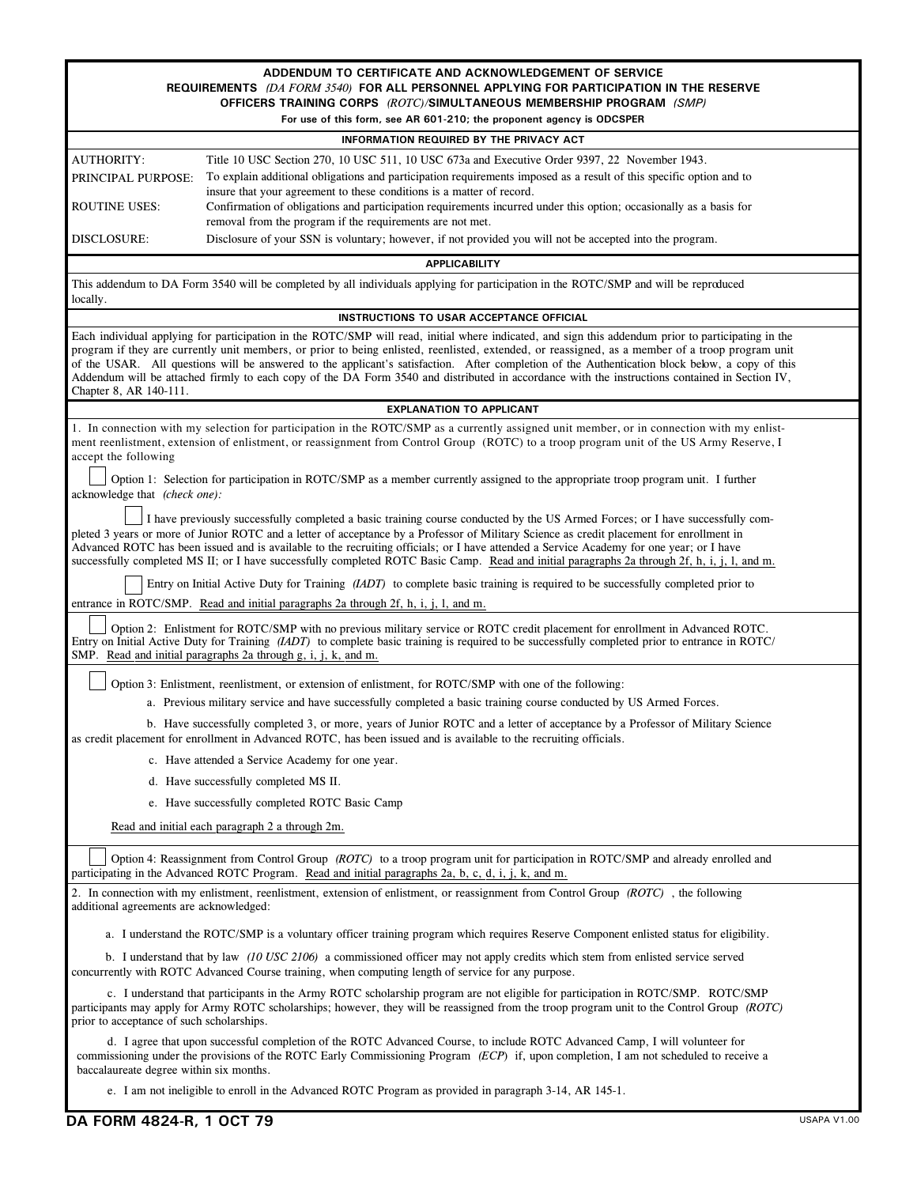# ADDENDUM TO CERTIFICATE AND ACKNOWLEDGEMENT OF SERVICE REQUIREMENTS *(DA FORM 3540)* FOR ALL PERSONNEL APPLYING FOR PARTICIPATION IN THE RESERVE OFFICERS TRAINING CORPS *(ROTC)*/SIMULTANEOUS MEMBERSHIP PROGRAM *(SMP)*

For use of this form, see AR 601-210; the proponent agency is ODCSPER

## INFORMATION REQUIRED BY THE PRIVACY ACT

AUTHORITY: Title 10 USC Section 270, 10 USC 511, 10 USC 673a and Executive Order 9397, 22 November 1943.

PRINCIPAL PURPOSE: To explain additional obligations and participation requirements imposed as a result of this specific option and to insure that your agreement to these conditions is a matter of record.

ROUTINE USES: Confirmation of obligations and participation requirements incurred under this option; occasionally as a basis for removal from the program if the requirements are not met.

DISCLOSURE: Disclosure of your SSN is voluntary; however, if not provided you will not be accepted into the program.

## APPLICABILITY

This addendum to DA Form 3540 will be completed by all individuals applying for participation in the ROTC/SMP and will be reproduced locally.

## INSTRUCTIONS TO USAR ACCEPTANCE OFFICIAL

Each individual applying for participation in the ROTC/SMP will read, initial where indicated, and sign this addendum prior to participating in the program if they are currently unit members, or prior to being enlisted, reenlisted, extended, or reassigned, as a member of a troop program unit of the USAR. All questions will be answered to the applicant's satisfaction. After completion of the Authentication block below, a copy of this Addendum will be attached firmly to each copy of the DA Form 3540 and distributed in accordance with the instructions contained in Section IV, Chapter 8, AR 140-111.

## EXPLANATION TO APPLICANT

1. In connection with my selection for participation in the ROTC/SMP as a currently assigned unit member, or in connection with my enlistment reenlistment, extension of enlistment, or reassignment from Control Group (ROTC) to a troop program unit of the US Army Reserve, I accept the following

☐ Option 1: Selection for participation in ROTC/SMP as a member currently assigned to the appropriate troop program unit. I further acknowledge that *(check one):*

☐ I have previously successfully completed a basic training course conducted by the US Armed Forces; or I have successfully completed 3 years or more of Junior ROTC and a letter of acceptance by a Professor of Military Science as credit placement for enrollment in Advanced ROTC has been issued and is available to the recruiting officials; or I have attended a Service Academy for one year; or I have successfully completed MS II; or I have successfully completed ROTC Basic Camp. Read and initial paragraphs 2a through 2f, h, i, j, l, and m.

☐ Entry on Initial Active Duty for Training *(IADT)* to complete basic training is required to be successfully completed prior to entrance in ROTC/SMP. Read and initial paragraphs 2a through 2f, h, i, j, l, and m.

☐ Option 2: Enlistment for ROTC/SMP with no previous military service or ROTC credit placement for enrollment in Advanced ROTC. Entry on Initial Active Duty for Training *(IADT)* to complete basic training is required to be successfully completed prior to entrance in ROTC/SMP. Read and initial paragraphs 2a through g, i, j, k, and m.

☐ Option 3: Enlistment, reenlistment, or extension of enlistment, for ROTC/SMP with one of the following:

a. Previous military service and have successfully completed a basic training course conducted by US Armed Forces.

b. Have successfully completed 3, or more, years of Junior ROTC and a letter of acceptance by a Professor of Military Science as credit placement for enrollment in Advanced ROTC, has been issued and is available to the recruiting officials.

c. Have attended a Service Academy for one year.

d. Have successfully completed MS II.

e. Have successfully completed ROTC Basic Camp

Read and initial each paragraph 2 a through 2m.

☐ Option 4: Reassignment from Control Group *(ROTC)* to a troop program unit for participation in ROTC/SMP and already enrolled and participating in the Advanced ROTC Program. Read and initial paragraphs 2a, b, c, d, i, j, k, and m.

2. In connection with my enlistment, reenlistment, extension of enlistment, or reassignment from Control Group *(ROTC)*, the following additional agreements are acknowledged:

a. I understand the ROTC/SMP is a voluntary officer training program which requires Reserve Component enlisted status for eligibility.

b. I understand that by law *(10 USC 2106)* a commissioned officer may not apply credits which stem from enlisted service served concurrently with ROTC Advanced Course training, when computing length of service for any purpose.

c. I understand that participants in the Army ROTC scholarship program are not eligible for participation in ROTC/SMP. ROTC/SMP participants may apply for Army ROTC scholarships; however, they will be reassigned from the troop program unit to the Control Group *(ROTC)* prior to acceptance of such scholarships.

d. I agree that upon successful completion of the ROTC Advanced Course, to include ROTC Advanced Camp, I will volunteer for commissioning under the provisions of the ROTC Early Commissioning Program *(ECP)* if, upon completion, I am not scheduled to receive a baccalaureate degree within six months.

e. I am not ineligible to enroll in the Advanced ROTC Program as provided in paragraph 3-14, AR 145-1.

DA FORM 4824-R, 1 OCT 79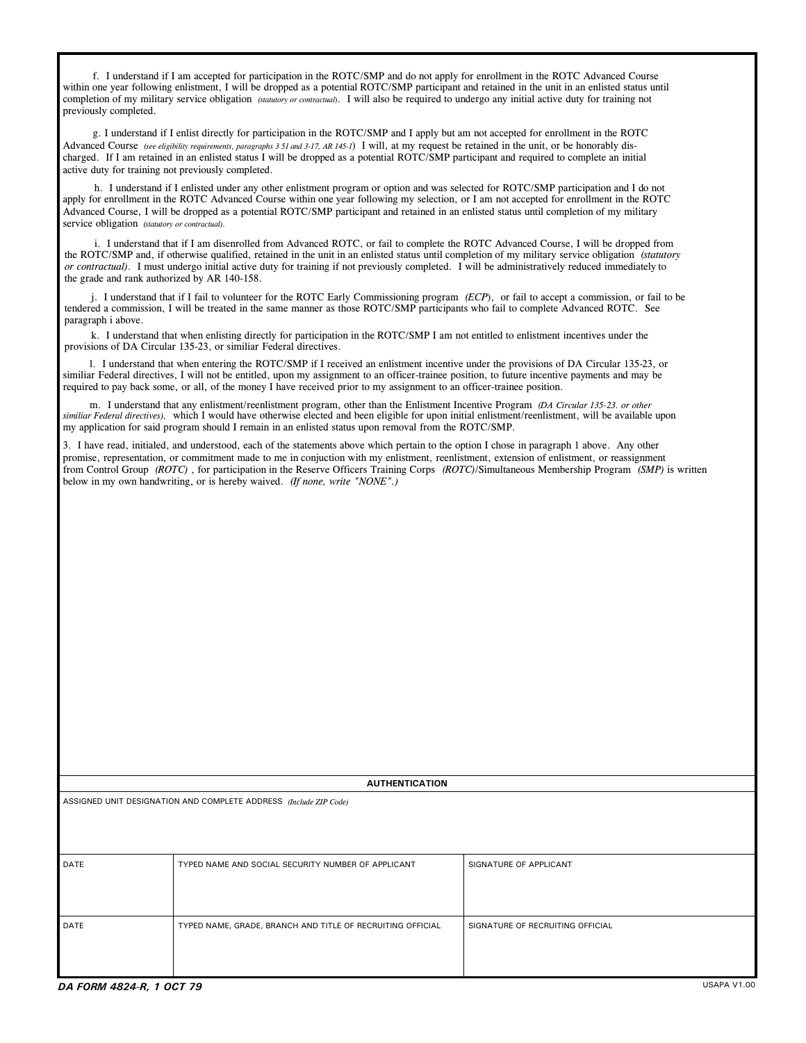f. I understand if I am accepted for participation in the ROTC/SMP and do not apply for enrollment in the ROTC Advanced Course within one year following enlistment, I will be dropped as a potential ROTC/SMP participant and retained in the unit in an enlisted status until completion of my military service obligation *(statutory or contractual)*. I will also be required to undergo any initial active duty for training not previously completed.

g. I understand if I enlist directly for participation in the ROTC/SMP and I apply but am not accepted for enrollment in the ROTC Advanced Course *(see eligibility requirements, paragraphs 3 51 and 3-17, AR 145-1)* I will, at my request be retained in the unit, or be honorably discharged. If I am retained in an enlisted status I will be dropped as a potential ROTC/SMP participant and required to complete an initial active duty for training not previously completed.

h. I understand if I enlisted under any other enlistment program or option and was selected for ROTC/SMP participation and I do not apply for enrollment in the ROTC Advanced Course within one year following my selection, or I am not accepted for enrollment in the ROTC Advanced Course, I will be dropped as a potential ROTC/SMP participant and retained in an enlisted status until completion of my military service obligation *(statutory or contractual).*

i. I understand that if I am disenrolled from Advanced ROTC, or fail to complete the ROTC Advanced Course, I will be dropped from the ROTC/SMP and, if otherwise qualified, retained in the unit in an enlisted status until completion of my military service obligation *(statutory or contractual)*. I must undergo initial active duty for training if not previously completed. I will be administratively reduced immediately to the grade and rank authorized by AR 140-158.

j. I understand that if I fail to volunteer for the ROTC Early Commissioning program *(ECP)*, or fail to accept a commission, or fail to be tendered a commission, I will be treated in the same manner as those ROTC/SMP participants who fail to complete Advanced ROTC. See paragraph i above.

k. I understand that when enlisting directly for participation in the ROTC/SMP I am not entitled to enlistment incentives under the provisions of DA Circular 135-23, or similiar Federal directives.

l. I understand that when entering the ROTC/SMP if I received an enlistment incentive under the provisions of DA Circular 135-23, or similiar Federal directives, I will not be entitled, upon my assignment to an officer-trainee position, to future incentive payments and may be required to pay back some, or all, of the money I have received prior to my assignment to an officer-trainee position.

m. I understand that any enlistment/reenlistment program, other than the Enlistment Incentive Program *(DA Circular 135-23. or other similiar Federal directives),* which I would have otherwise elected and been eligible for upon initial enlistment/reenlistment, will be available upon my application for said program should I remain in an enlisted status upon removal from the ROTC/SMP.

3. I have read, initialed, and understood, each of the statements above which pertain to the option I chose in paragraph 1 above. Any other promise, representation, or commitment made to me in conjuction with my enlistment, reenlistment, extension of enlistment, or reassignment from Control Group *(ROTC)* , for participation in the Reserve Officers Training Corps *(ROTC)*/Simultaneous Membership Program *(SMP)* is written below in my own handwriting, or is hereby waived. *(If none, write "NONE".)*

**AUTHENTICATION**

ASSIGNED UNIT DESIGNATION AND COMPLETE ADDRESS *(Include ZIP Code)*

| DATE | TYPED NAME AND SOCIAL SECURITY NUMBER OF APPLICANT | SIGNATURE OF APPLICANT |
|---|---|---|
| | | |

| DATE | TYPED NAME, GRADE, BRANCH AND TITLE OF RECRUITING OFFICIAL | SIGNATURE OF RECRUITING OFFICIAL |
|---|---|---|
| | | |

DA FORM 4824-R, 1 OCT 79

USAPA V1.00